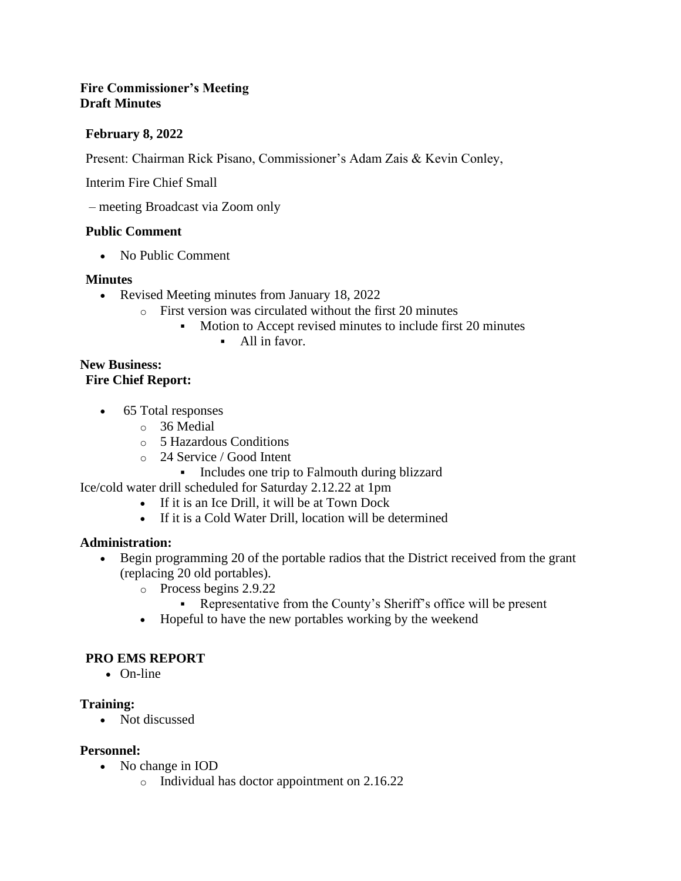**Fire Commissioner's Meeting**
**Draft Minutes**

**February 8, 2022**

Present: Chairman Rick Pisano, Commissioner's Adam Zais & Kevin Conley,

Interim Fire Chief Small

– meeting Broadcast via Zoom only

**Public Comment**

- No Public Comment

**Minutes**

- Revised Meeting minutes from January 18, 2022
  - First version was circulated without the first 20 minutes
    - Motion to Accept revised minutes to include first 20 minutes
      - All in favor.

**New Business:**
**Fire Chief Report:**

- 65 Total responses
  - 36 Medial
  - 5 Hazardous Conditions
  - 24 Service / Good Intent
    - Includes one trip to Falmouth during blizzard

Ice/cold water drill scheduled for Saturday 2.12.22 at 1pm

- If it is an Ice Drill, it will be at Town Dock
- If it is a Cold Water Drill, location will be determined

**Administration:**

- Begin programming 20 of the portable radios that the District received from the grant (replacing 20 old portables).
  - Process begins 2.9.22
    - Representative from the County's Sheriff's office will be present
  - Hopeful to have the new portables working by the weekend

**PRO EMS REPORT**

- On-line

**Training:**

- Not discussed

**Personnel:**

- No change in IOD
  - Individual has doctor appointment on 2.16.22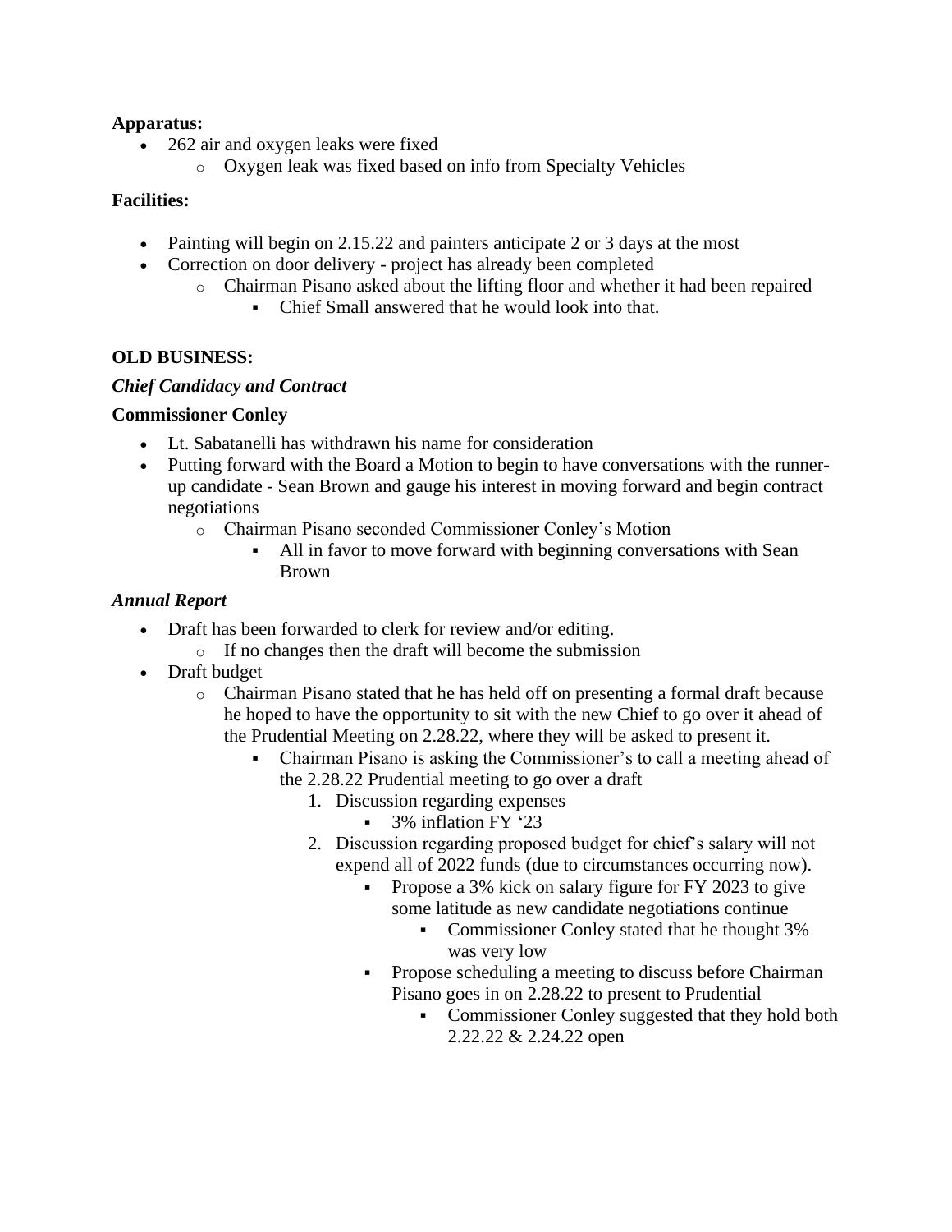**Apparatus:**

- 262 air and oxygen leaks were fixed
    - Oxygen leak was fixed based on info from Specialty Vehicles

**Facilities:**

- Painting will begin on 2.15.22 and painters anticipate 2 or 3 days at the most
- Correction on door delivery - project has already been completed
    - Chairman Pisano asked about the lifting floor and whether it had been repaired
        - Chief Small answered that he would look into that.

**OLD BUSINESS:**

***Chief Candidacy and Contract***

**Commissioner Conley**

- Lt. Sabatanelli has withdrawn his name for consideration
- Putting forward with the Board a Motion to begin to have conversations with the runner-up candidate - Sean Brown and gauge his interest in moving forward and begin contract negotiations
    - Chairman Pisano seconded Commissioner Conley's Motion
        - All in favor to move forward with beginning conversations with Sean Brown

***Annual Report***

- Draft has been forwarded to clerk for review and/or editing.
    - If no changes then the draft will become the submission
- Draft budget
    - Chairman Pisano stated that he has held off on presenting a formal draft because he hoped to have the opportunity to sit with the new Chief to go over it ahead of the Prudential Meeting on 2.28.22, where they will be asked to present it.
        - Chairman Pisano is asking the Commissioner's to call a meeting ahead of the 2.28.22 Prudential meeting to go over a draft
            1. Discussion regarding expenses
                - 3% inflation FY '23
            2. Discussion regarding proposed budget for chief's salary will not expend all of 2022 funds (due to circumstances occurring now).
                - Propose a 3% kick on salary figure for FY 2023 to give some latitude as new candidate negotiations continue
                    - Commissioner Conley stated that he thought 3% was very low
                - Propose scheduling a meeting to discuss before Chairman Pisano goes in on 2.28.22 to present to Prudential
                    - Commissioner Conley suggested that they hold both 2.22.22 & 2.24.22 open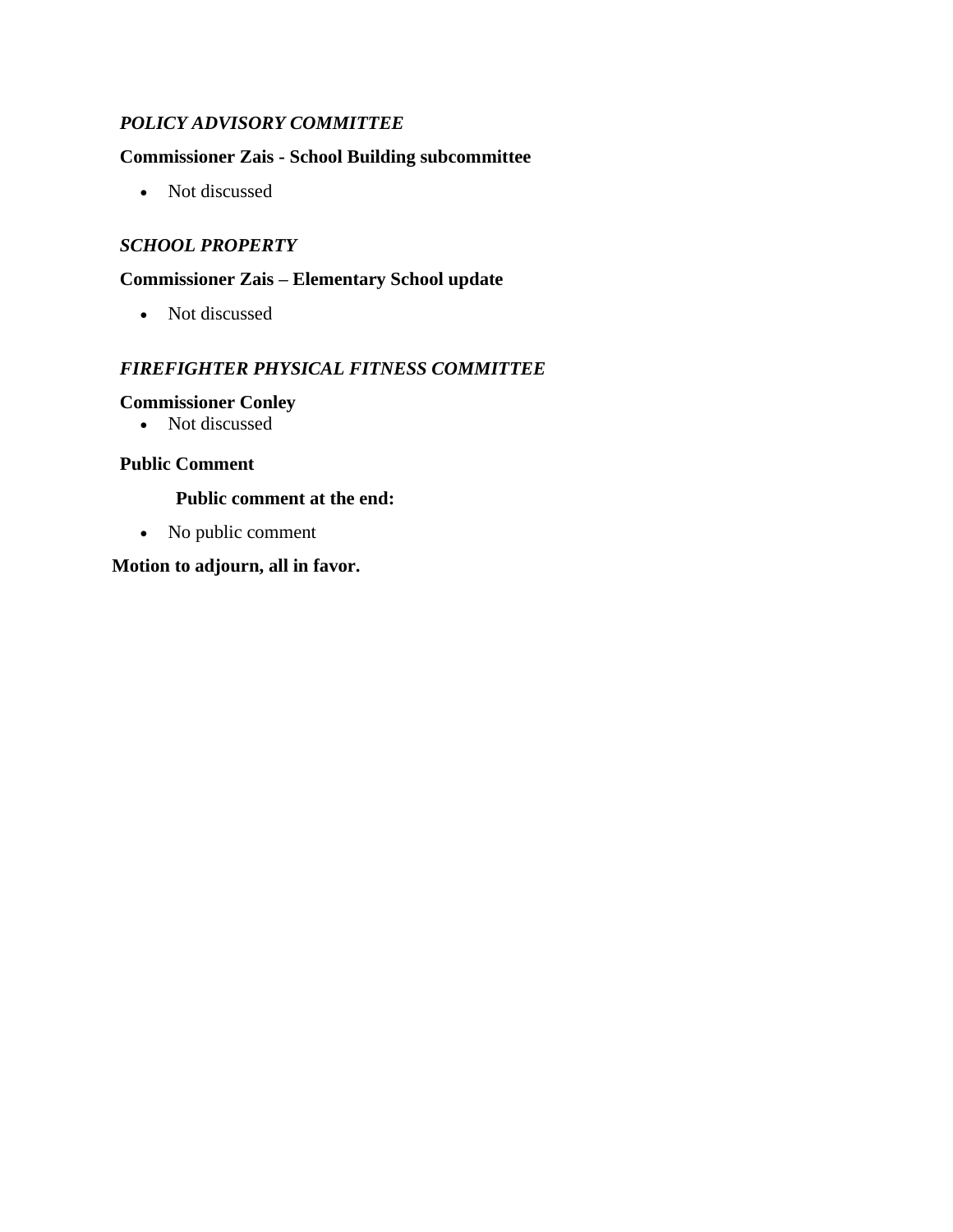***POLICY ADVISORY COMMITTEE***

**Commissioner Zais - School Building subcommittee**

- Not discussed

***SCHOOL PROPERTY***

**Commissioner Zais – Elementary School update**

- Not discussed

***FIREFIGHTER PHYSICAL FITNESS COMMITTEE***

**Commissioner Conley**

- Not discussed

**Public Comment**

**Public comment at the end:**

- No public comment

**Motion to adjourn, all in favor.**